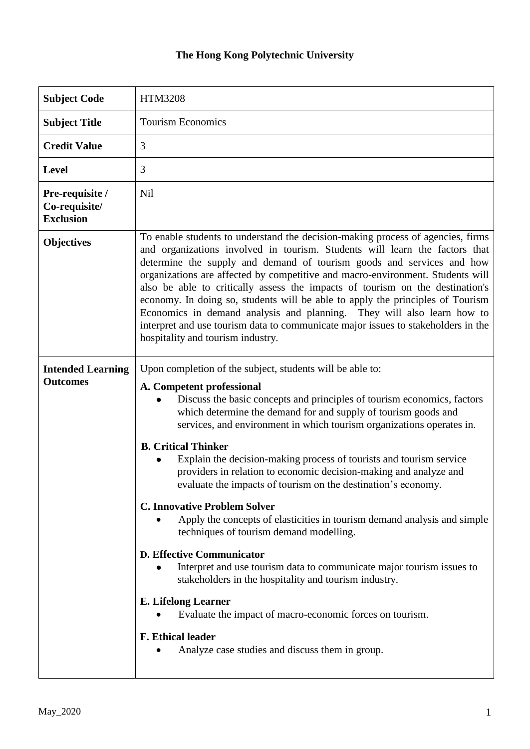# The Hong Kong Polytechnic University

| | |
|---|---|
| **Subject Code** | HTM3208 |
| **Subject Title** | Tourism Economics |
| **Credit Value** | 3 |
| **Level** | 3 |
| **Pre-requisite / Co-requisite/ Exclusion** | Nil |
| **Objectives** | To enable students to understand the decision-making process of agencies, firms and organizations involved in tourism. Students will learn the factors that determine the supply and demand of tourism goods and services and how organizations are affected by competitive and macro-environment. Students will also be able to critically assess the impacts of tourism on the destination's economy. In doing so, students will be able to apply the principles of Tourism Economics in demand analysis and planning. They will also learn how to interpret and use tourism data to communicate major issues to stakeholders in the hospitality and tourism industry. |
| **Intended Learning Outcomes** | Upon completion of the subject, students will be able to:<br><br>**A. Competent professional**<br>• Discuss the basic concepts and principles of tourism economics, factors which determine the demand for and supply of tourism goods and services, and environment in which tourism organizations operates in.<br><br>**B. Critical Thinker**<br>• Explain the decision-making process of tourists and tourism service providers in relation to economic decision-making and analyze and evaluate the impacts of tourism on the destination's economy.<br><br>**C. Innovative Problem Solver**<br>• Apply the concepts of elasticities in tourism demand analysis and simple techniques of tourism demand modelling.<br><br>**D. Effective Communicator**<br>• Interpret and use tourism data to communicate major tourism issues to stakeholders in the hospitality and tourism industry.<br><br>**E. Lifelong Learner**<br>• Evaluate the impact of macro-economic forces on tourism.<br><br>**F. Ethical leader**<br>• Analyze case studies and discuss them in group. |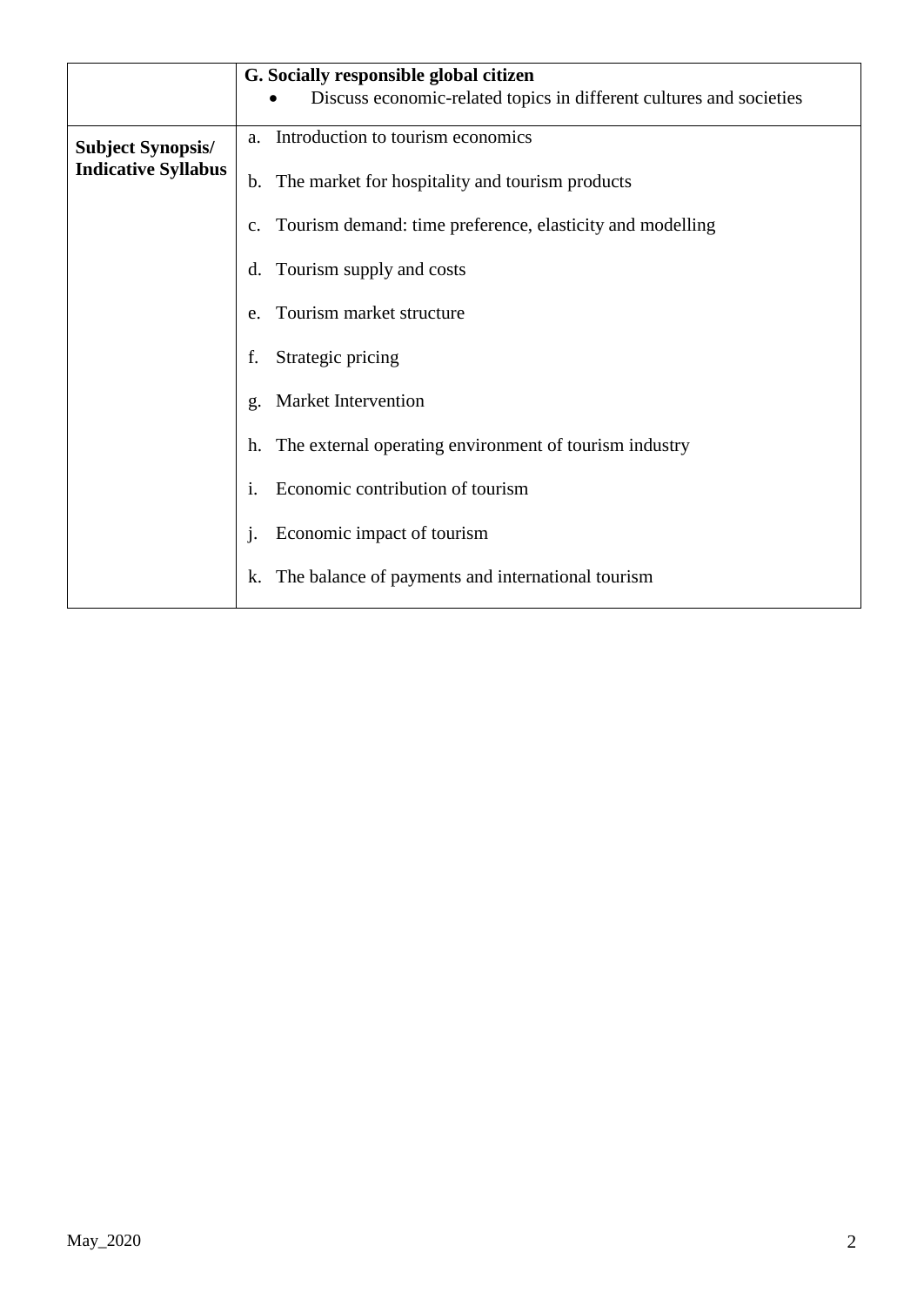| | |
|---|---|
| | **G. Socially responsible global citizen**<br>• Discuss economic-related topics in different cultures and societies |
| **Subject Synopsis/ Indicative Syllabus** | a. Introduction to tourism economics<br>b. The market for hospitality and tourism products<br>c. Tourism demand: time preference, elasticity and modelling<br>d. Tourism supply and costs<br>e. Tourism market structure<br>f. Strategic pricing<br>g. Market Intervention<br>h. The external operating environment of tourism industry<br>i. Economic contribution of tourism<br>j. Economic impact of tourism<br>k. The balance of payments and international tourism |

May_2020